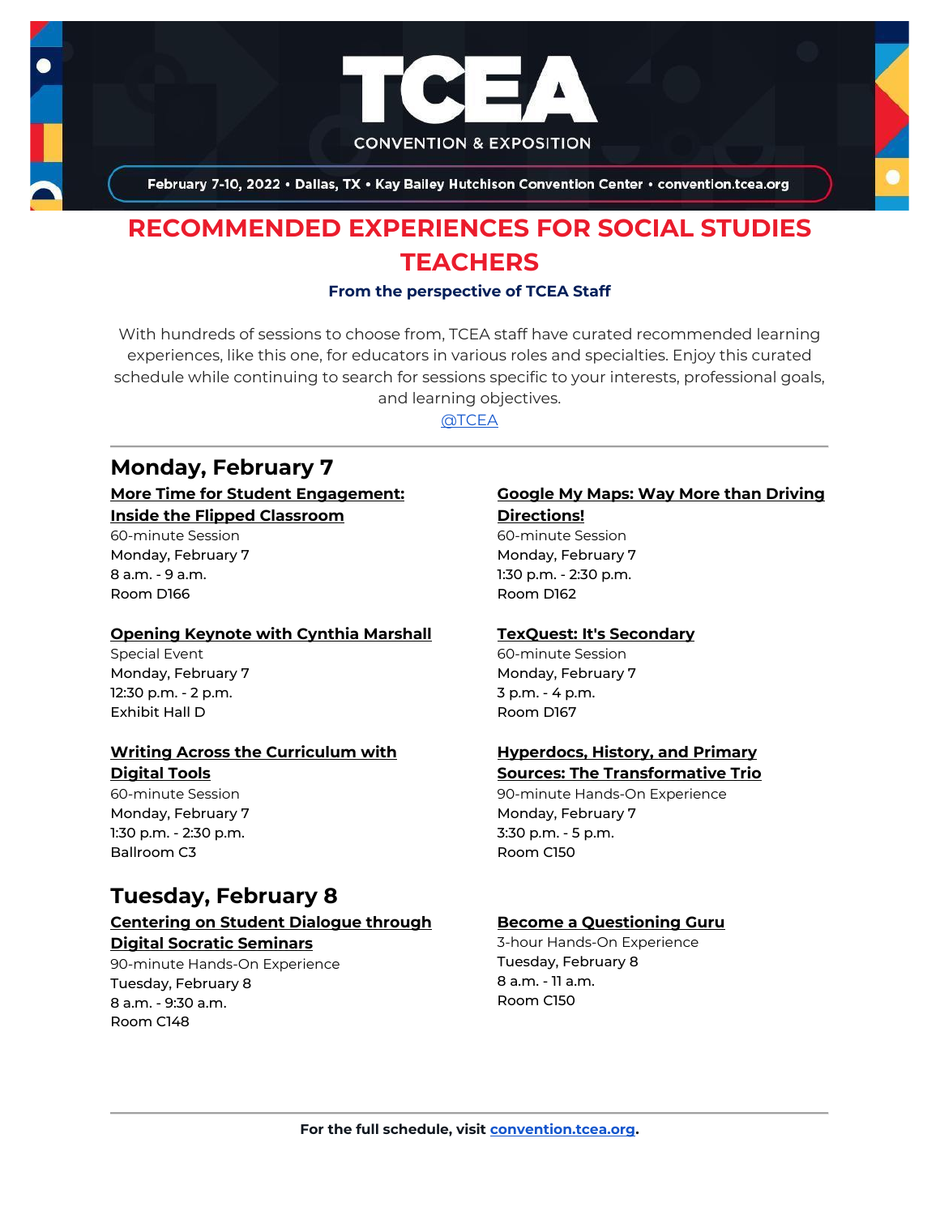# TCEA

CONVENTION & EXPOSITION

February 7-10, 2022 • Dallas, TX • Kay Bailey Hutchison Convention Center • convention.tcea.org

## RECOMMENDED EXPERIENCES FOR SOCIAL STUDIES TEACHERS

**From the perspective of TCEA Staff**

With hundreds of sessions to choose from, TCEA staff have curated recommended learning experiences, like this one, for educators in various roles and specialties. Enjoy this curated schedule while continuing to search for sessions specific to your interests, professional goals, and learning objectives.

@TCEA

---

## Monday, February 7

**More Time for Student Engagement: Inside the Flipped Classroom**
60-minute Session
Monday, February 7
8 a.m. - 9 a.m.
Room D166

**Opening Keynote with Cynthia Marshall**
Special Event
Monday, February 7
12:30 p.m. - 2 p.m.
Exhibit Hall D

**Writing Across the Curriculum with Digital Tools**
60-minute Session
Monday, February 7
1:30 p.m. - 2:30 p.m.
Ballroom C3

**Google My Maps: Way More than Driving Directions!**
60-minute Session
Monday, February 7
1:30 p.m. - 2:30 p.m.
Room D162

**TexQuest: It's Secondary**
60-minute Session
Monday, February 7
3 p.m. - 4 p.m.
Room D167

**Hyperdocs, History, and Primary Sources: The Transformative Trio**
90-minute Hands-On Experience
Monday, February 7
3:30 p.m. - 5 p.m.
Room C150

## Tuesday, February 8

**Centering on Student Dialogue through Digital Socratic Seminars**
90-minute Hands-On Experience
Tuesday, February 8
8 a.m. - 9:30 a.m.
Room C148

**Become a Questioning Guru**
3-hour Hands-On Experience
Tuesday, February 8
8 a.m. - 11 a.m.
Room C150

---

**For the full schedule, visit convention.tcea.org.**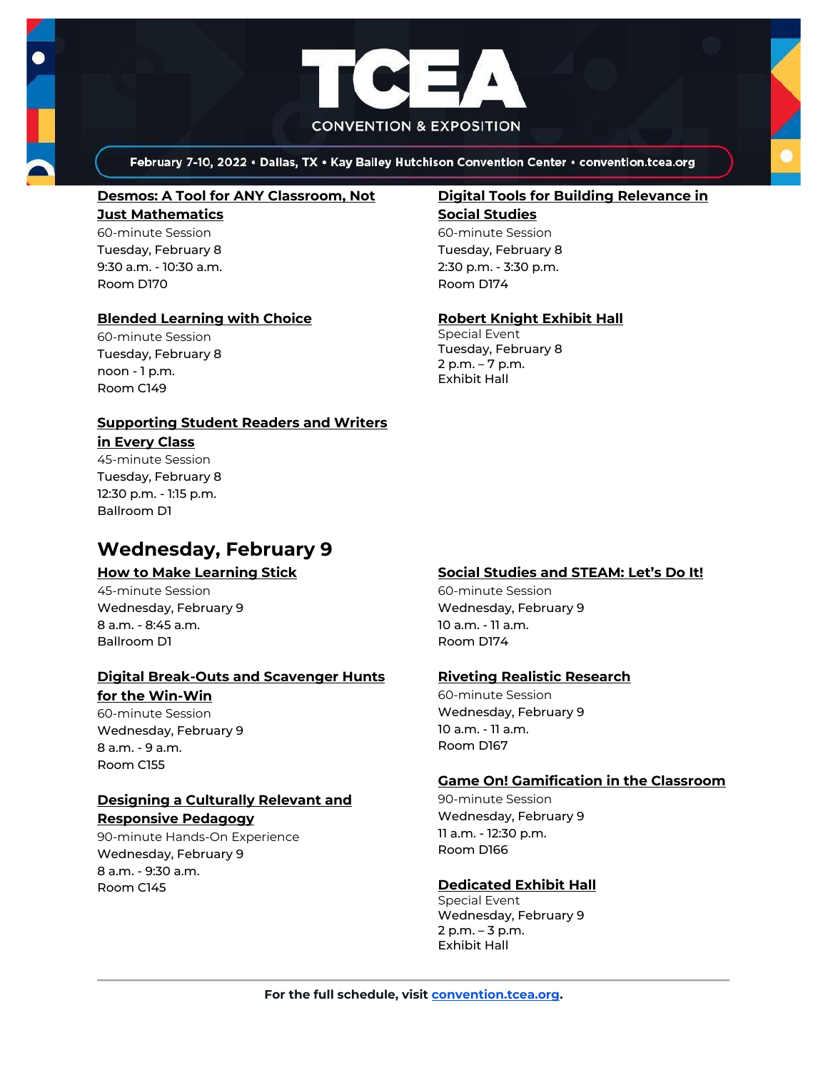### Desmos: A Tool for ANY Classroom, Not Just Mathematics

60-minute Session
Tuesday, February 8
9:30 a.m. - 10:30 a.m.
Room D170

### Blended Learning with Choice

60-minute Session
Tuesday, February 8
noon - 1 p.m.
Room C149

### Supporting Student Readers and Writers in Every Class

45-minute Session
Tuesday, February 8
12:30 p.m. - 1:15 p.m.
Ballroom D1

### Digital Tools for Building Relevance in Social Studies

60-minute Session
Tuesday, February 8
2:30 p.m. - 3:30 p.m.
Room D174

### Robert Knight Exhibit Hall

Special Event
Tuesday, February 8
2 p.m. – 7 p.m.
Exhibit Hall

## Wednesday, February 9

### How to Make Learning Stick

45-minute Session
Wednesday, February 9
8 a.m. - 8:45 a.m.
Ballroom D1

### Digital Break-Outs and Scavenger Hunts for the Win-Win

60-minute Session
Wednesday, February 9
8 a.m. - 9 a.m.
Room C155

### Designing a Culturally Relevant and Responsive Pedagogy

90-minute Hands-On Experience
Wednesday, February 9
8 a.m. - 9:30 a.m.
Room C145

### Social Studies and STEAM: Let's Do It!

60-minute Session
Wednesday, February 9
10 a.m. - 11 a.m.
Room D174

### Riveting Realistic Research

60-minute Session
Wednesday, February 9
10 a.m. - 11 a.m.
Room D167

### Game On! Gamification in the Classroom

90-minute Session
Wednesday, February 9
11 a.m. - 12:30 p.m.
Room D166

### Dedicated Exhibit Hall

Special Event
Wednesday, February 9
2 p.m. – 3 p.m.
Exhibit Hall

---

**For the full schedule, visit [convention.tcea.org](convention.tcea.org).**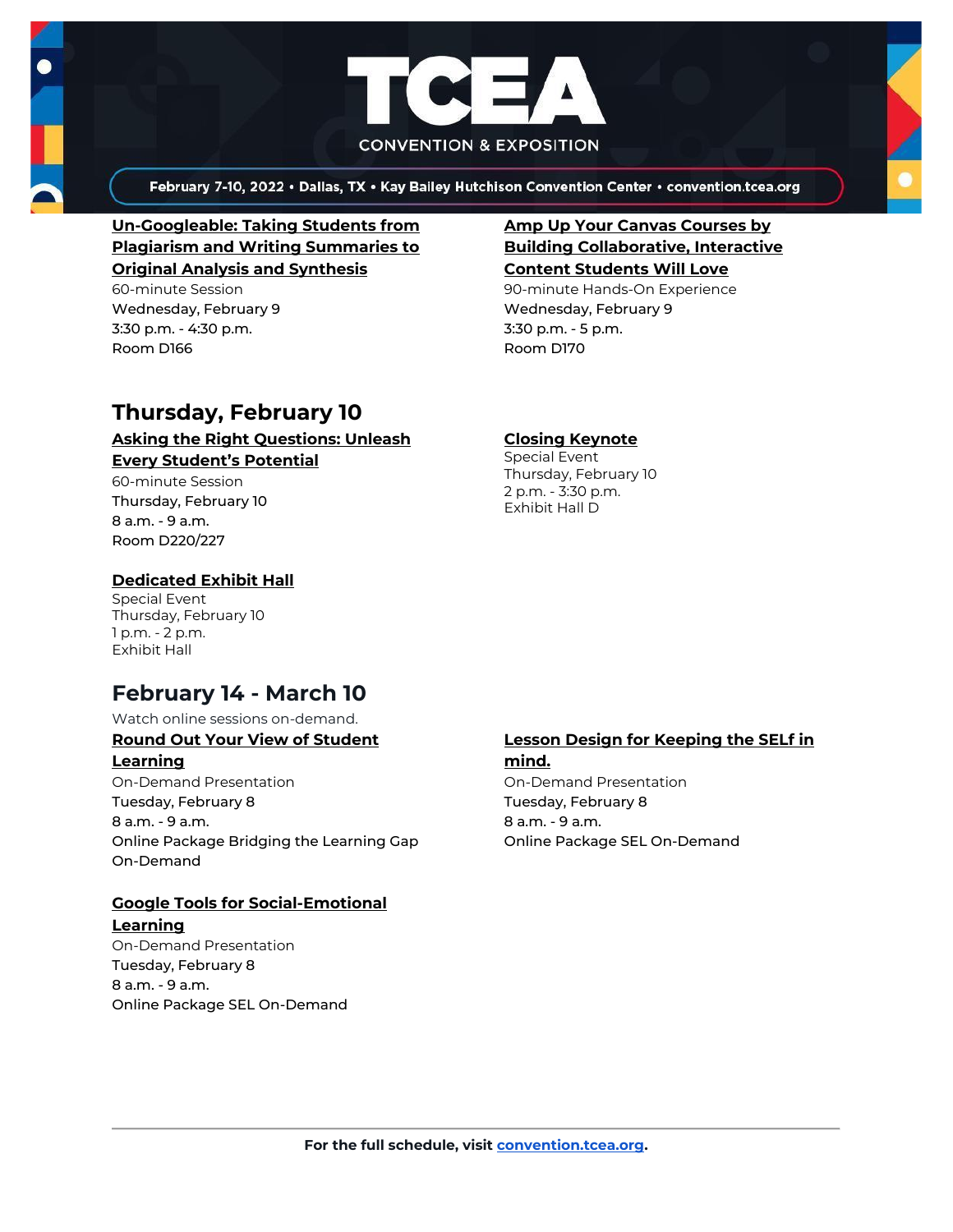**Un-Googleable: Taking Students from Plagiarism and Writing Summaries to Original Analysis and Synthesis**
60-minute Session
Wednesday, February 9
3:30 p.m. - 4:30 p.m.
Room D166

**Amp Up Your Canvas Courses by Building Collaborative, Interactive Content Students Will Love**
90-minute Hands-On Experience
Wednesday, February 9
3:30 p.m. - 5 p.m.
Room D170

## Thursday, February 10

**Asking the Right Questions: Unleash Every Student's Potential**
60-minute Session
Thursday, February 10
8 a.m. - 9 a.m.
Room D220/227

**Dedicated Exhibit Hall**
Special Event
Thursday, February 10
1 p.m. - 2 p.m.
Exhibit Hall

**Closing Keynote**
Special Event
Thursday, February 10
2 p.m. - 3:30 p.m.
Exhibit Hall D

## February 14 - March 10

Watch online sessions on-demand.

**Round Out Your View of Student Learning**
On-Demand Presentation
Tuesday, February 8
8 a.m. - 9 a.m.
Online Package Bridging the Learning Gap On-Demand

**Google Tools for Social-Emotional Learning**
On-Demand Presentation
Tuesday, February 8
8 a.m. - 9 a.m.
Online Package SEL On-Demand

**Lesson Design for Keeping the SELf in mind.**
On-Demand Presentation
Tuesday, February 8
8 a.m. - 9 a.m.
Online Package SEL On-Demand

**For the full schedule, visit convention.tcea.org.**